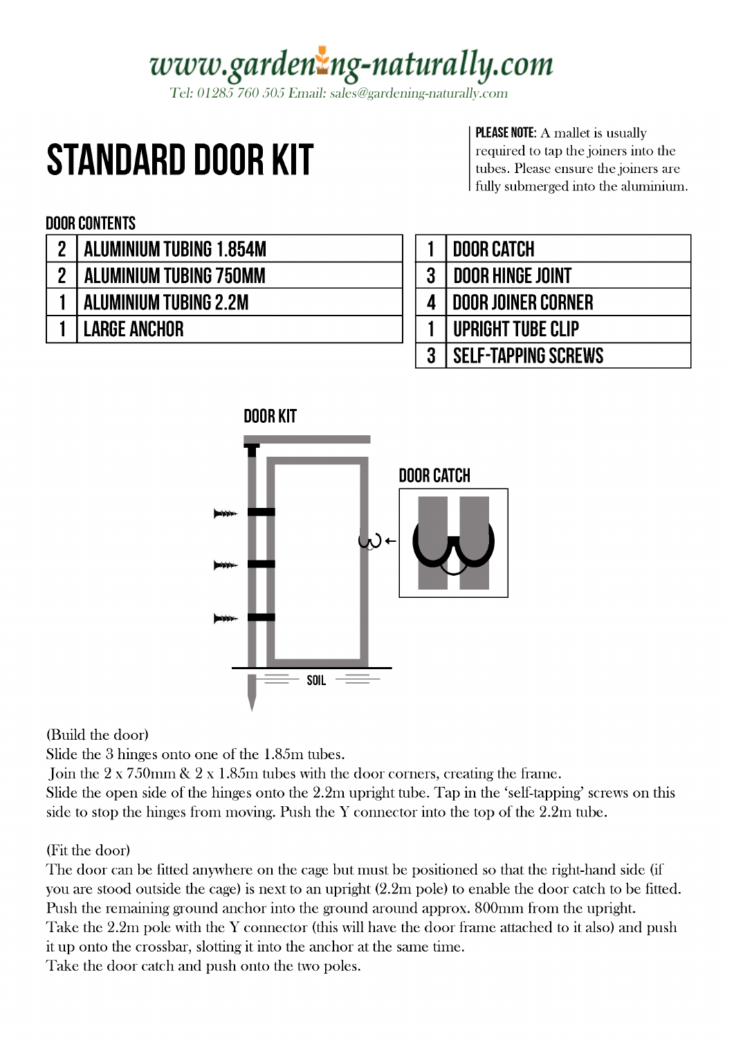www.gardening-naturally.com

Tel: 01285 760 505 Email: sales@gardening-naturally.com

# STANDARD DOOR KIT

**PLEASE NOTE:** A mallet is usually required to tap the joiners into the tubes. Please ensure the joiners are fully submerged into the aluminium.

## DOOR CONTENTS

| | |
|---|---|
| 2 | ALUMINIUM TUBING 1.854M |
| 2 | ALUMINIUM TUBING 750MM |
| 1 | ALUMINIUM TUBING 2.2M |
| 1 | LARGE ANCHOR |

| | |
|---|---|
| 1 | DOOR CATCH |
| 3 | DOOR HINGE JOINT |
| 4 | DOOR JOINER CORNER |
| 1 | UPRIGHT TUBE CLIP |
| 3 | SELF-TAPPING SCREWS |

DOOR KIT

DOOR CATCH

SOIL

(Build the door)
Slide the 3 hinges onto one of the 1.85m tubes.
Join the 2 x 750mm & 2 x 1.85m tubes with the door corners, creating the frame.
Slide the open side of the hinges onto the 2.2m upright tube. Tap in the 'self-tapping' screws on this side to stop the hinges from moving. Push the Y connector into the top of the 2.2m tube.

(Fit the door)
The door can be fitted anywhere on the cage but must be positioned so that the right-hand side (if you are stood outside the cage) is next to an upright (2.2m pole) to enable the door catch to be fitted.
Push the remaining ground anchor into the ground around approx. 800mm from the upright.
Take the 2.2m pole with the Y connector (this will have the door frame attached to it also) and push it up onto the crossbar, slotting it into the anchor at the same time.
Take the door catch and push onto the two poles.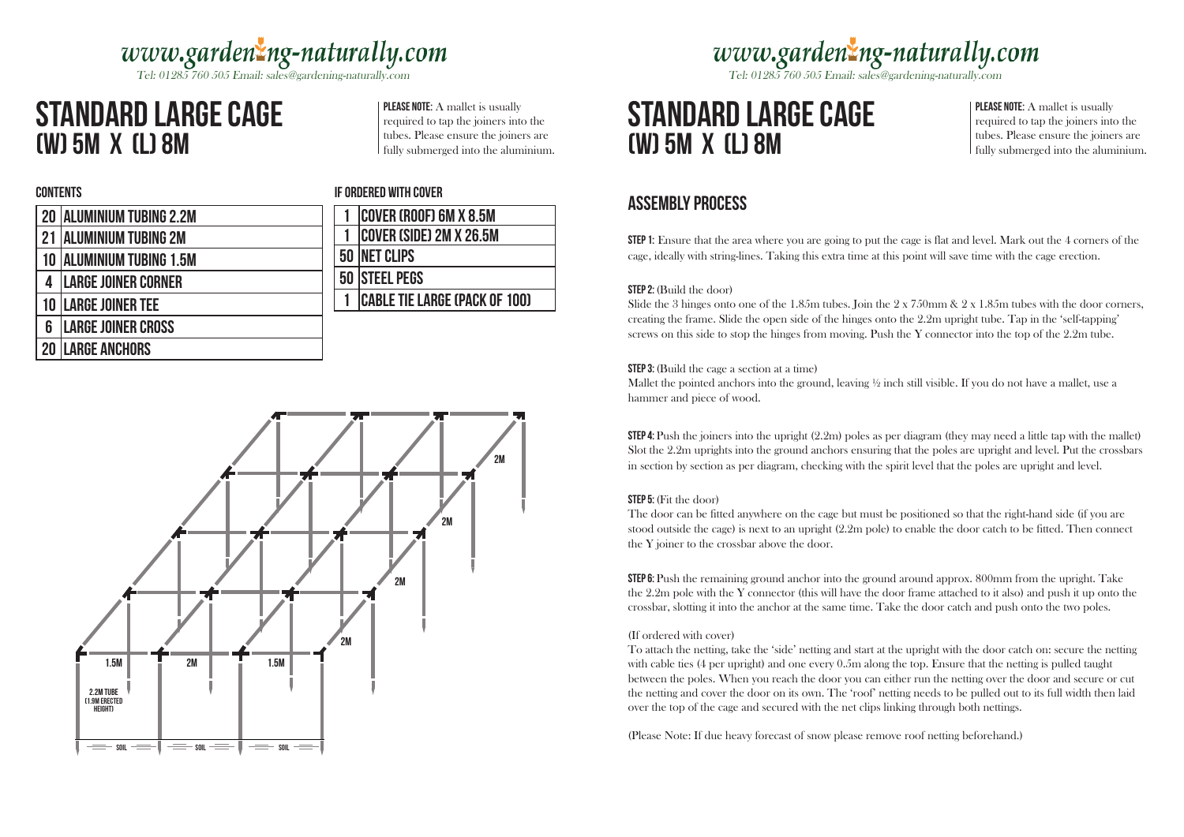# STANDARD LARGE CAGE (W) 5M X (L) 8M

**PLEASE NOTE:** A mallet is usually required to tap the joiners into the tubes. Please ensure the joiners are fully submerged into the aluminium.

## CONTENTS

| | |
|---|---|
| 20 | ALUMINIUM TUBING 2.2M |
| 21 | ALUMINIUM TUBING 2M |
| 10 | ALUMINIUM TUBING 1.5M |
| 4 | LARGE JOINER CORNER |
| 10 | LARGE JOINER TEE |
| 6 | LARGE JOINER CROSS |
| 20 | LARGE ANCHORS |

## IF ORDERED WITH COVER

| | |
|---|---|
| 1 | COVER (ROOF) 6M X 8.5M |
| 1 | COVER (SIDE) 2M X 26.5M |
| 50 | NET CLIPS |
| 50 | STEEL PEGS |
| 1 | CABLE TIE LARGE (PACK OF 100) |

2M

2M

2M

2M

1.5M

2M

1.5M

2.2M TUBE (1.9M ERECTED HEIGHT)

SOIL

SOIL

SOIL

# STANDARD LARGE CAGE (W) 5M X (L) 8M

**PLEASE NOTE:** A mallet is usually required to tap the joiners into the tubes. Please ensure the joiners are fully submerged into the aluminium.

## ASSEMBLY PROCESS

**STEP 1**: Ensure that the area where you are going to put the cage is flat and level. Mark out the 4 corners of the cage, ideally with string-lines. Taking this extra time at this point will save time with the cage erection.

**STEP 2:** (Build the door)
Slide the 3 hinges onto one of the 1.85m tubes. Join the 2 x 750mm & 2 x 1.85m tubes with the door corners, creating the frame. Slide the open side of the hinges onto the 2.2m upright tube. Tap in the 'self-tapping' screws on this side to stop the hinges from moving. Push the Y connector into the top of the 2.2m tube.

**STEP 3:** (Build the cage a section at a time)
Mallet the pointed anchors into the ground, leaving ½ inch still visible. If you do not have a mallet, use a hammer and piece of wood.

**STEP 4:** Push the joiners into the upright (2.2m) poles as per diagram (they may need a little tap with the mallet) Slot the 2.2m uprights into the ground anchors ensuring that the poles are upright and level. Put the crossbars in section by section as per diagram, checking with the spirit level that the poles are upright and level.

**STEP 5:** (Fit the door)
The door can be fitted anywhere on the cage but must be positioned so that the right-hand side (if you are stood outside the cage) is next to an upright (2.2m pole) to enable the door catch to be fitted. Then connect the Y joiner to the crossbar above the door.

**STEP 6:** Push the remaining ground anchor into the ground around approx. 800mm from the upright. Take the 2.2m pole with the Y connector (this will have the door frame attached to it also) and push it up onto the crossbar, slotting it into the anchor at the same time. Take the door catch and push onto the two poles.

(If ordered with cover)
To attach the netting, take the 'side' netting and start at the upright with the door catch on: secure the netting with cable ties (4 per upright) and one every 0.5m along the top. Ensure that the netting is pulled taught between the poles. When you reach the door you can either run the netting over the door and secure or cut the netting and cover the door on its own. The 'roof' netting needs to be pulled out to its full width then laid over the top of the cage and secured with the net clips linking through both nettings.

(Please Note: If due heavy forecast of snow please remove roof netting beforehand.)